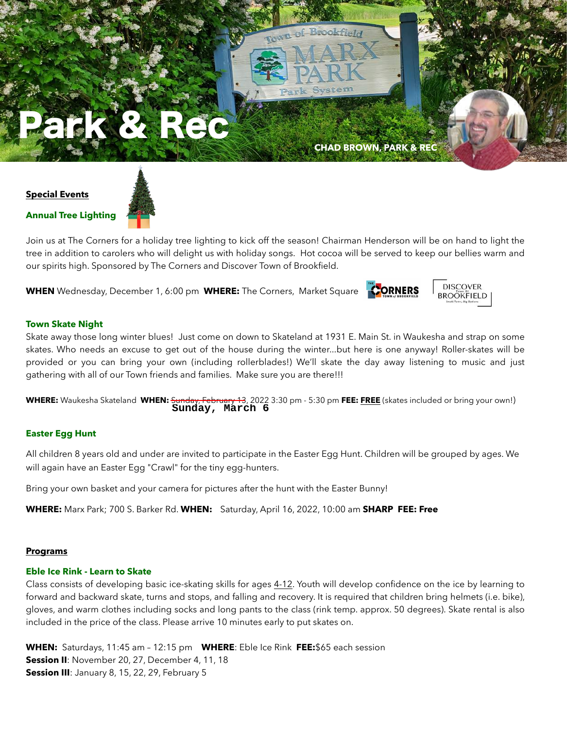# Park & Rec

**CHAD BROWN, PARK & REC**

## Special Events

### Annual Tree Lighting

Join us at The Corners for a holiday tree lighting to kick off the season! Chairman Henderson will be on hand to light the tree in addition to carolers who will delight us with holiday songs. Hot cocoa will be served to keep our bellies warm and our spirits high. Sponsored by The Corners and Discover Town of Brookfield.

**WHEN** Wednesday, December 1, 6:00 pm **WHERE:** The Corners, Market Square

### Town Skate Night

Skate away those long winter blues! Just come on down to Skateland at 1931 E. Main St. in Waukesha and strap on some skates. Who needs an excuse to get out of the house during the winter...but here is one anyway! Roller-skates will be provided or you can bring your own (including rollerblades!) We'll skate the day away listening to music and just gathering with all of our Town friends and families. Make sure you are there!!!

**WHERE:** Waukesha Skateland **WHEN:** ~~Sunday, February 13~~ **Sunday, March 6**, 2022 3:30 pm - 5:30 pm **FEE: FREE** (skates included or bring your own!)

### Easter Egg Hunt

All children 8 years old and under are invited to participate in the Easter Egg Hunt. Children will be grouped by ages. We will again have an Easter Egg "Crawl" for the tiny egg-hunters.

Bring your own basket and your camera for pictures after the hunt with the Easter Bunny!

**WHERE:** Marx Park; 700 S. Barker Rd. **WHEN:** Saturday, April 16, 2022, 10:00 am **SHARP** **FEE: Free**

## Programs

### Eble Ice Rink - Learn to Skate

Class consists of developing basic ice-skating skills for ages 4-12. Youth will develop confidence on the ice by learning to forward and backward skate, turns and stops, and falling and recovery. It is required that children bring helmets (i.e. bike), gloves, and warm clothes including socks and long pants to the class (rink temp. approx. 50 degrees). Skate rental is also included in the price of the class. Please arrive 10 minutes early to put skates on.

**WHEN:** Saturdays, 11:45 am – 12:15 pm **WHERE**: Eble Ice Rink **FEE:**$65 each session
**Session II**: November 20, 27, December 4, 11, 18
**Session III**: January 8, 15, 22, 29, February 5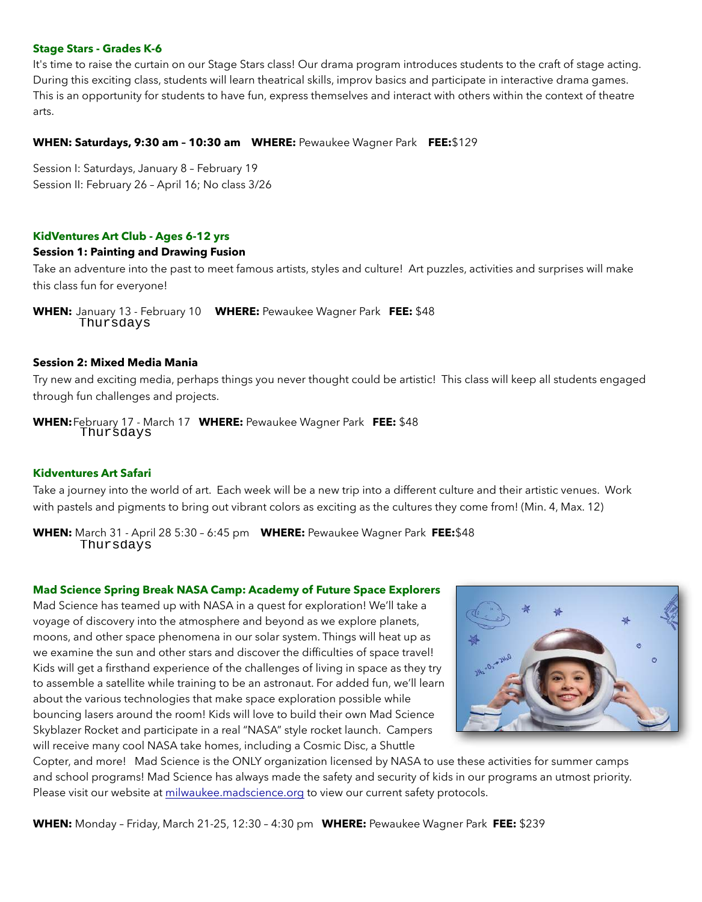### Stage Stars - Grades K-6

It's time to raise the curtain on our Stage Stars class! Our drama program introduces students to the craft of stage acting. During this exciting class, students will learn theatrical skills, improv basics and participate in interactive drama games. This is an opportunity for students to have fun, express themselves and interact with others within the context of theatre arts.

**WHEN: Saturdays, 9:30 am – 10:30 am** **WHERE:** Pewaukee Wagner Park **FEE:** $129

Session I: Saturdays, January 8 – February 19
Session II: February 26 – April 16; No class 3/26

### KidVentures Art Club - Ages 6-12 yrs

**Session 1: Painting and Drawing Fusion**

Take an adventure into the past to meet famous artists, styles and culture! Art puzzles, activities and surprises will make this class fun for everyone!

**WHEN:** January 13 - February 10 Thursdays **WHERE:** Pewaukee Wagner Park **FEE:** $48

**Session 2: Mixed Media Mania**

Try new and exciting media, perhaps things you never thought could be artistic! This class will keep all students engaged through fun challenges and projects.

**WHEN:** February 17 - March 17 Thursdays **WHERE:** Pewaukee Wagner Park **FEE:** $48

### Kidventures Art Safari

Take a journey into the world of art. Each week will be a new trip into a different culture and their artistic venues. Work with pastels and pigments to bring out vibrant colors as exciting as the cultures they come from! (Min. 4, Max. 12)

**WHEN:** March 31 - April 28 5:30 – 6:45 pm Thursdays **WHERE:** Pewaukee Wagner Park **FEE:** $48

### Mad Science Spring Break NASA Camp: Academy of Future Space Explorers

Mad Science has teamed up with NASA in a quest for exploration! We'll take a voyage of discovery into the atmosphere and beyond as we explore planets, moons, and other space phenomena in our solar system. Things will heat up as we examine the sun and other stars and discover the difficulties of space travel! Kids will get a firsthand experience of the challenges of living in space as they try to assemble a satellite while training to be an astronaut. For added fun, we'll learn about the various technologies that make space exploration possible while bouncing lasers around the room! Kids will love to build their own Mad Science Skyblazer Rocket and participate in a real "NASA" style rocket launch. Campers will receive many cool NASA take homes, including a Cosmic Disc, a Shuttle Copter, and more! Mad Science is the ONLY organization licensed by NASA to use these activities for summer camps and school programs! Mad Science has always made the safety and security of kids in our programs an utmost priority. Please visit our website at milwaukee.madscience.org to view our current safety protocols.

**WHEN:** Monday – Friday, March 21-25, 12:30 – 4:30 pm **WHERE:** Pewaukee Wagner Park **FEE:** $239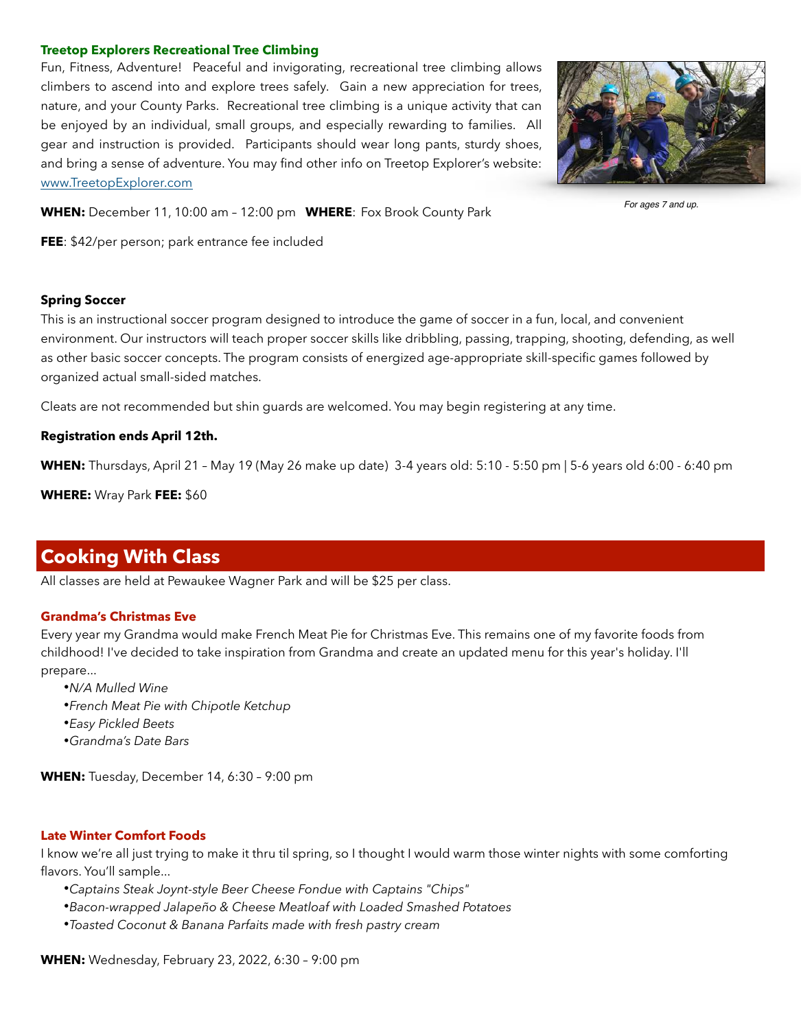### Treetop Explorers Recreational Tree Climbing

Fun, Fitness, Adventure! Peaceful and invigorating, recreational tree climbing allows climbers to ascend into and explore trees safely. Gain a new appreciation for trees, nature, and your County Parks. Recreational tree climbing is a unique activity that can be enjoyed by an individual, small groups, and especially rewarding to families. All gear and instruction is provided. Participants should wear long pants, sturdy shoes, and bring a sense of adventure. You may find other info on Treetop Explorer's website: www.TreetopExplorer.com

*For ages 7 and up.*

**WHEN:** December 11, 10:00 am – 12:00 pm **WHERE**: Fox Brook County Park

**FEE**: $42/per person; park entrance fee included

### Spring Soccer

This is an instructional soccer program designed to introduce the game of soccer in a fun, local, and convenient environment. Our instructors will teach proper soccer skills like dribbling, passing, trapping, shooting, defending, as well as other basic soccer concepts. The program consists of energized age-appropriate skill-specific games followed by organized actual small-sided matches.

Cleats are not recommended but shin guards are welcomed. You may begin registering at any time.

**Registration ends April 12th.**

**WHEN:** Thursdays, April 21 – May 19 (May 26 make up date) 3-4 years old: 5:10 - 5:50 pm | 5-6 years old 6:00 - 6:40 pm

**WHERE:** Wray Park **FEE:** $60

## Cooking With Class

All classes are held at Pewaukee Wagner Park and will be $25 per class.

### Grandma's Christmas Eve

Every year my Grandma would make French Meat Pie for Christmas Eve. This remains one of my favorite foods from childhood! I've decided to take inspiration from Grandma and create an updated menu for this year's holiday. I'll prepare...

- *N/A Mulled Wine*
- *French Meat Pie with Chipotle Ketchup*
- *Easy Pickled Beets*
- *Grandma's Date Bars*

**WHEN:** Tuesday, December 14, 6:30 – 9:00 pm

### Late Winter Comfort Foods

I know we're all just trying to make it thru til spring, so I thought I would warm those winter nights with some comforting flavors. You'll sample...

- *Captains Steak Joynt-style Beer Cheese Fondue with Captains "Chips"*
- *Bacon-wrapped Jalapeño & Cheese Meatloaf with Loaded Smashed Potatoes*
- *Toasted Coconut & Banana Parfaits made with fresh pastry cream*

**WHEN:** Wednesday, February 23, 2022, 6:30 – 9:00 pm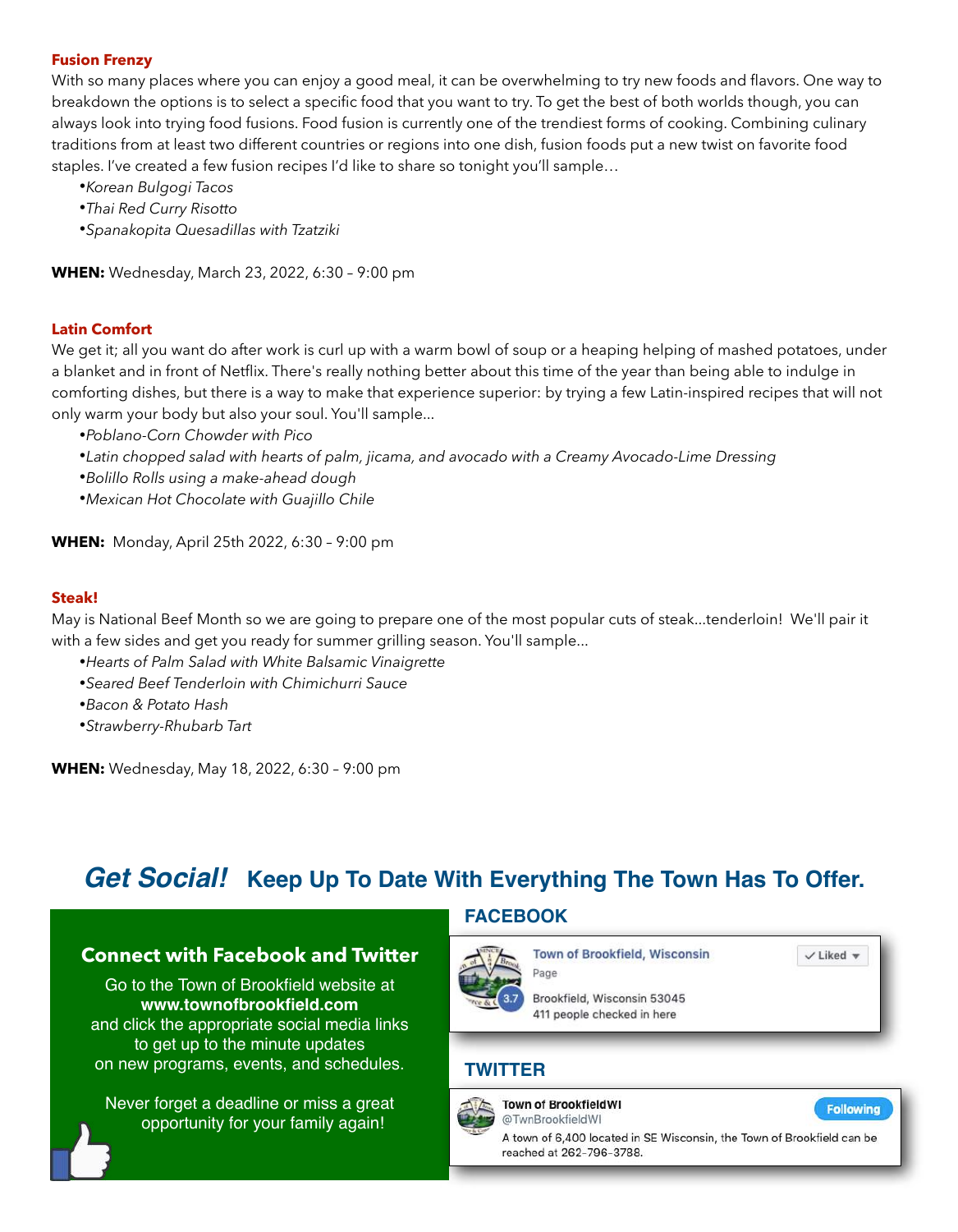### Fusion Frenzy

With so many places where you can enjoy a good meal, it can be overwhelming to try new foods and flavors. One way to breakdown the options is to select a specific food that you want to try. To get the best of both worlds though, you can always look into trying food fusions. Food fusion is currently one of the trendiest forms of cooking. Combining culinary traditions from at least two different countries or regions into one dish, fusion foods put a new twist on favorite food staples. I've created a few fusion recipes I'd like to share so tonight you'll sample…

- *Korean Bulgogi Tacos*
- *Thai Red Curry Risotto*
- *Spanakopita Quesadillas with Tzatziki*

**WHEN:** Wednesday, March 23, 2022, 6:30 – 9:00 pm

### Latin Comfort

We get it; all you want do after work is curl up with a warm bowl of soup or a heaping helping of mashed potatoes, under a blanket and in front of Netflix. There's really nothing better about this time of the year than being able to indulge in comforting dishes, but there is a way to make that experience superior: by trying a few Latin-inspired recipes that will not only warm your body but also your soul. You'll sample...

- *Poblano-Corn Chowder with Pico*
- *Latin chopped salad with hearts of palm, jicama, and avocado with a Creamy Avocado-Lime Dressing*
- *Bolillo Rolls using a make-ahead dough*
- *Mexican Hot Chocolate with Guajillo Chile*

**WHEN:** Monday, April 25th 2022, 6:30 – 9:00 pm

### Steak!

May is National Beef Month so we are going to prepare one of the most popular cuts of steak...tenderloin! We'll pair it with a few sides and get you ready for summer grilling season. You'll sample...

- *Hearts of Palm Salad with White Balsamic Vinaigrette*
- *Seared Beef Tenderloin with Chimichurri Sauce*
- *Bacon & Potato Hash*
- *Strawberry-Rhubarb Tart*

**WHEN:** Wednesday, May 18, 2022, 6:30 – 9:00 pm

## *Get Social!* Keep Up To Date With Everything The Town Has To Offer.

### Connect with Facebook and Twitter

Go to the Town of Brookfield website at **www.townofbrookfield.com** and click the appropriate social media links to get up to the minute updates on new programs, events, and schedules.

Never forget a deadline or miss a great opportunity for your family again!

### FACEBOOK

Town of Brookfield, Wisconsin
Page
3.7
Brookfield, Wisconsin 53045
411 people checked in here
✓ Liked

### TWITTER

Town of BrookfieldWI
@TwnBrookfieldWI
Following
A town of 6,400 located in SE Wisconsin, the Town of Brookfield can be reached at 262-796-3788.